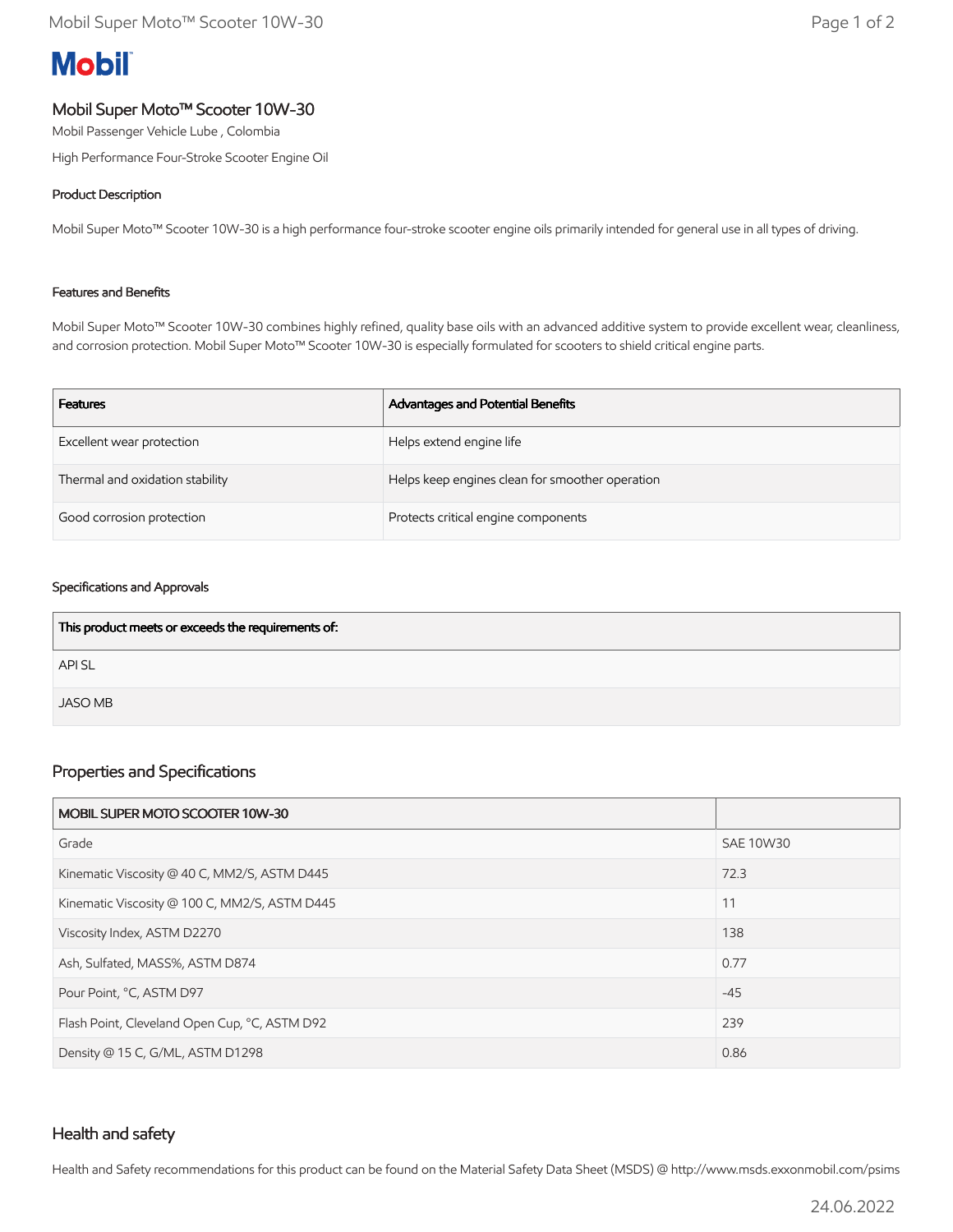**Mobil**

# Mobil Super Moto™ Scooter 10W-30

Mobil Passenger Vehicle Lube , Colombia

High Performance Four-Stroke Scooter Engine Oil

### Product Description

Mobil Super Moto™ Scooter 10W-30 is a high performance four-stroke scooter engine oils primarily intended for general use in all types of driving.

### Features and Benefits

Mobil Super Moto™ Scooter 10W-30 combines highly refined, quality base oils with an advanced additive system to provide excellent wear, cleanliness, and corrosion protection. Mobil Super Moto™ Scooter 10W-30 is especially formulated for scooters to shield critical engine parts.

| Features | Advantages and Potential Benefits |
| --- | --- |
| Excellent wear protection | Helps extend engine life |
| Thermal and oxidation stability | Helps keep engines clean for smoother operation |
| Good corrosion protection | Protects critical engine components |

### Specifications and Approvals

| This product meets or exceeds the requirements of: |
| --- |
| API SL |
| JASO MB |

## Properties and Specifications

| MOBIL SUPER MOTO SCOOTER 10W-30 | |
| --- | --- |
| Grade | SAE 10W30 |
| Kinematic Viscosity @ 40 C, MM2/S, ASTM D445 | 72.3 |
| Kinematic Viscosity @ 100 C, MM2/S, ASTM D445 | 11 |
| Viscosity Index, ASTM D2270 | 138 |
| Ash, Sulfated, MASS%, ASTM D874 | 0.77 |
| Pour Point, °C, ASTM D97 | -45 |
| Flash Point, Cleveland Open Cup, °C, ASTM D92 | 239 |
| Density @ 15 C, G/ML, ASTM D1298 | 0.86 |

## Health and safety

Health and Safety recommendations for this product can be found on the Material Safety Data Sheet (MSDS) @ http://www.msds.exxonmobil.com/psims

24.06.2022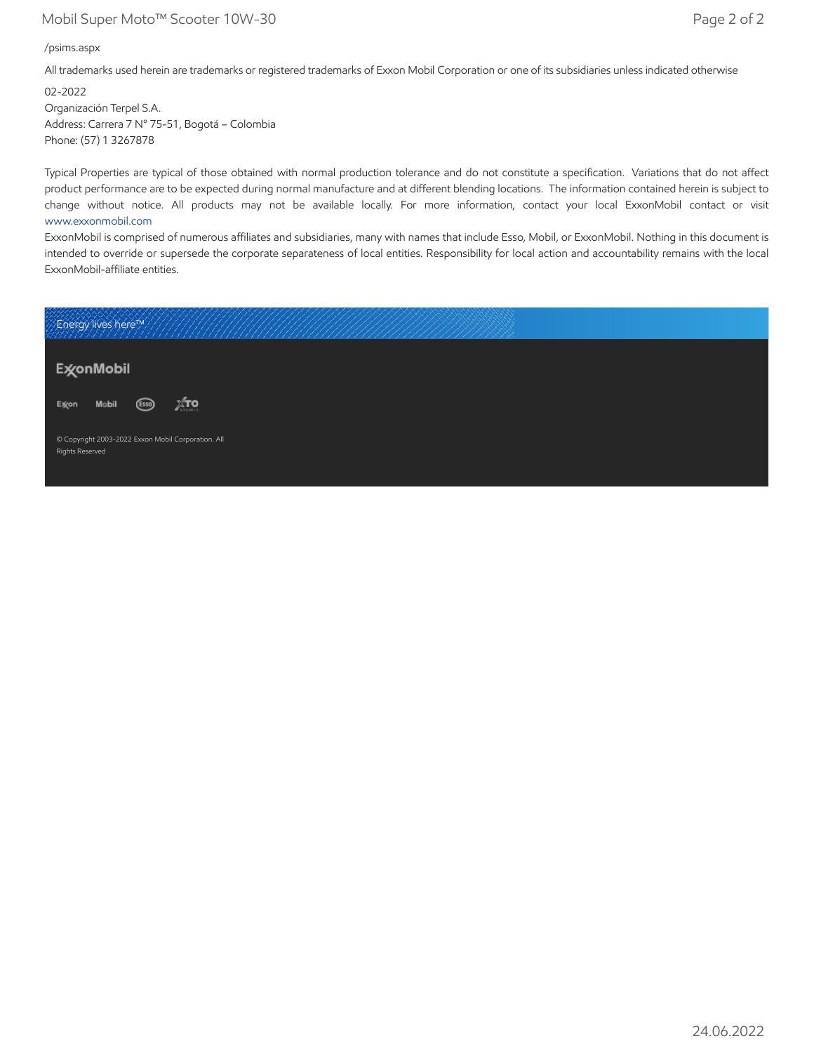/psims.aspx

All trademarks used herein are trademarks or registered trademarks of Exxon Mobil Corporation or one of its subsidiaries unless indicated otherwise

02-2022
Organización Terpel S.A.
Address: Carrera 7 N° 75-51, Bogotá – Colombia
Phone: (57) 1 3267878

Typical Properties are typical of those obtained with normal production tolerance and do not constitute a specification. Variations that do not affect product performance are to be expected during normal manufacture and at different blending locations. The information contained herein is subject to change without notice. All products may not be available locally. For more information, contact your local ExxonMobil contact or visit www.exxonmobil.com

ExxonMobil is comprised of numerous affiliates and subsidiaries, many with names that include Esso, Mobil, or ExxonMobil. Nothing in this document is intended to override or supersede the corporate separateness of local entities. Responsibility for local action and accountability remains with the local ExxonMobil-affiliate entities.

Energy lives here™

ExxonMobil

Exxon Mobil Esso XTO

© Copyright 2003-2022 Exxon Mobil Corporation. All Rights Reserved